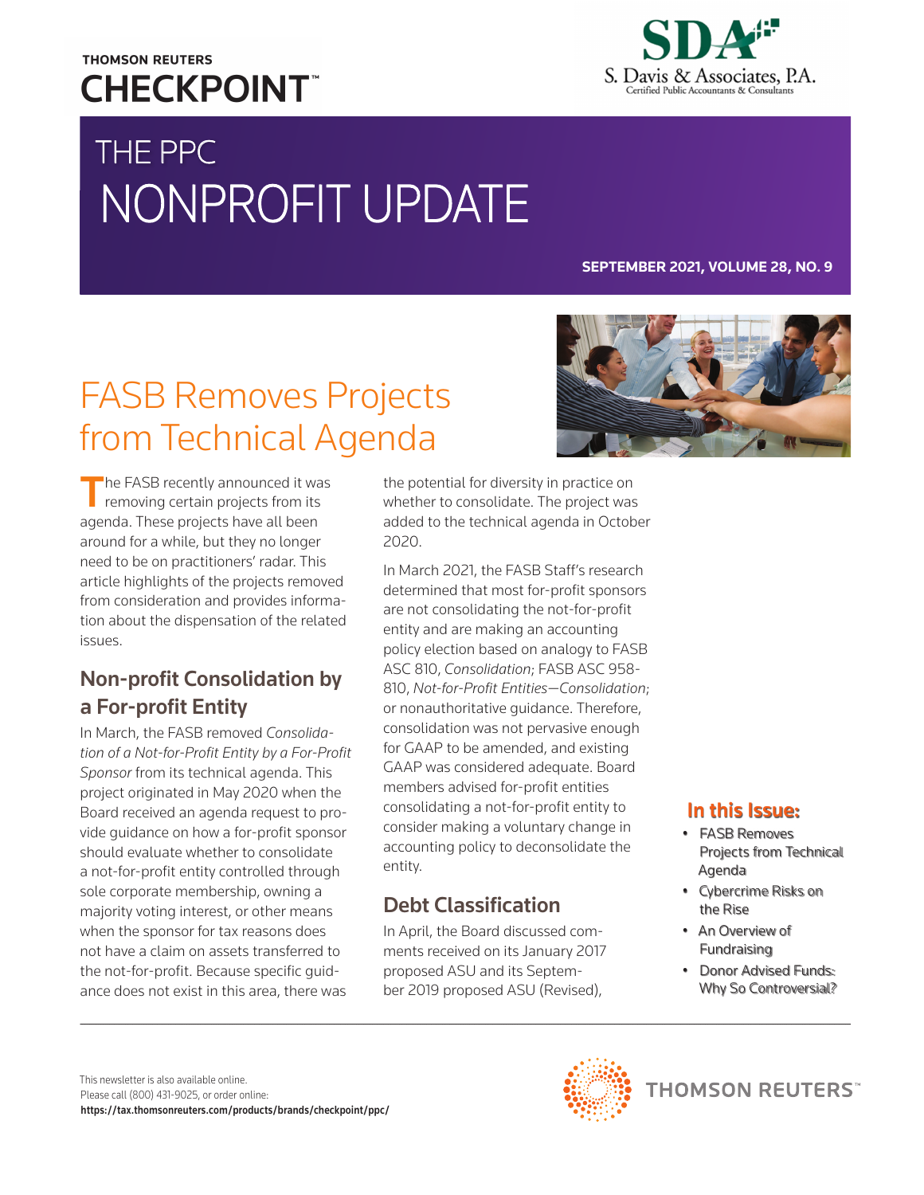THOMSON REUTERS CHECKPOINT

SDA S. Davis & Associates, P.A. Certified Public Accountants & Consultants

# THE PPC NONPROFIT UPDATE

**SEPTEMBER 2021, VOLUME 28, NO. 9**

# FASB Removes Projects from Technical Agenda

The FASB recently announced it was removing certain projects from its agenda. These projects have all been around for a while, but they no longer need to be on practitioners' radar. This article highlights of the projects removed from consideration and provides information about the dispensation of the related issues.

## Non-profit Consolidation by a For-profit Entity

In March, the FASB removed *Consolidation of a Not-for-Profit Entity by a For-Profit Sponsor* from its technical agenda. This project originated in May 2020 when the Board received an agenda request to provide guidance on how a for-profit sponsor should evaluate whether to consolidate a not-for-profit entity controlled through sole corporate membership, owning a majority voting interest, or other means when the sponsor for tax reasons does not have a claim on assets transferred to the not-for-profit. Because specific guidance does not exist in this area, there was the potential for diversity in practice on whether to consolidate. The project was added to the technical agenda in October 2020.

In March 2021, the FASB Staff's research determined that most for-profit sponsors are not consolidating the not-for-profit entity and are making an accounting policy election based on analogy to FASB ASC 810, *Consolidation*; FASB ASC 958-810, *Not-for-Profit Entities—Consolidation*; or nonauthoritative guidance. Therefore, consolidation was not pervasive enough for GAAP to be amended, and existing GAAP was considered adequate. Board members advised for-profit entities consolidating a not-for-profit entity to consider making a voluntary change in accounting policy to deconsolidate the entity.

## Debt Classification

In April, the Board discussed comments received on its January 2017 proposed ASU and its September 2019 proposed ASU (Revised),

**In this Issue:**

- FASB Removes Projects from Technical Agenda
- Cybercrime Risks on the Rise
- An Overview of Fundraising
- Donor Advised Funds: Why So Controversial?

This newsletter is also available online.
Please call (800) 431-9025, or order online:
**https://tax.thomsonreuters.com/products/brands/checkpoint/ppc/**

THOMSON REUTERS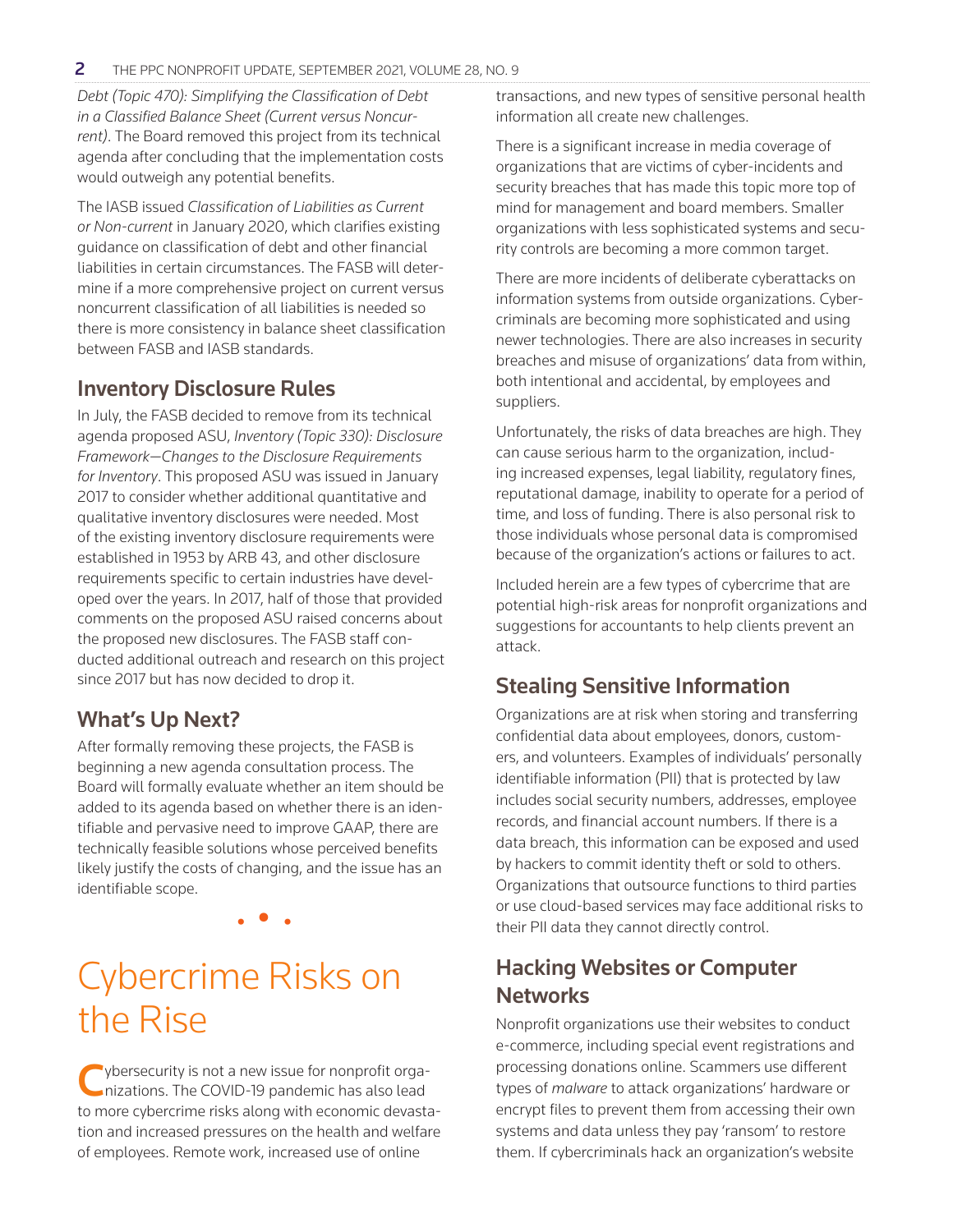*Debt (Topic 470): Simplifying the Classification of Debt in a Classified Balance Sheet (Current versus Noncurrent)*. The Board removed this project from its technical agenda after concluding that the implementation costs would outweigh any potential benefits.

The IASB issued *Classification of Liabilities as Current or Non-current* in January 2020, which clarifies existing guidance on classification of debt and other financial liabilities in certain circumstances. The FASB will determine if a more comprehensive project on current versus noncurrent classification of all liabilities is needed so there is more consistency in balance sheet classification between FASB and IASB standards.

## Inventory Disclosure Rules

In July, the FASB decided to remove from its technical agenda proposed ASU, *Inventory (Topic 330): Disclosure Framework—Changes to the Disclosure Requirements for Inventory*. This proposed ASU was issued in January 2017 to consider whether additional quantitative and qualitative inventory disclosures were needed. Most of the existing inventory disclosure requirements were established in 1953 by ARB 43, and other disclosure requirements specific to certain industries have developed over the years. In 2017, half of those that provided comments on the proposed ASU raised concerns about the proposed new disclosures. The FASB staff conducted additional outreach and research on this project since 2017 but has now decided to drop it.

## What's Up Next?

After formally removing these projects, the FASB is beginning a new agenda consultation process. The Board will formally evaluate whether an item should be added to its agenda based on whether there is an identifiable and pervasive need to improve GAAP, there are technically feasible solutions whose perceived benefits likely justify the costs of changing, and the issue has an identifiable scope.

# Cybercrime Risks on the Rise

Cybersecurity is not a new issue for nonprofit organizations. The COVID-19 pandemic has also lead to more cybercrime risks along with economic devastation and increased pressures on the health and welfare of employees. Remote work, increased use of online transactions, and new types of sensitive personal health information all create new challenges.

There is a significant increase in media coverage of organizations that are victims of cyber-incidents and security breaches that has made this topic more top of mind for management and board members. Smaller organizations with less sophisticated systems and security controls are becoming a more common target.

There are more incidents of deliberate cyberattacks on information systems from outside organizations. Cybercriminals are becoming more sophisticated and using newer technologies. There are also increases in security breaches and misuse of organizations' data from within, both intentional and accidental, by employees and suppliers.

Unfortunately, the risks of data breaches are high. They can cause serious harm to the organization, including increased expenses, legal liability, regulatory fines, reputational damage, inability to operate for a period of time, and loss of funding. There is also personal risk to those individuals whose personal data is compromised because of the organization's actions or failures to act.

Included herein are a few types of cybercrime that are potential high-risk areas for nonprofit organizations and suggestions for accountants to help clients prevent an attack.

## Stealing Sensitive Information

Organizations are at risk when storing and transferring confidential data about employees, donors, customers, and volunteers. Examples of individuals' personally identifiable information (PII) that is protected by law includes social security numbers, addresses, employee records, and financial account numbers. If there is a data breach, this information can be exposed and used by hackers to commit identity theft or sold to others. Organizations that outsource functions to third parties or use cloud-based services may face additional risks to their PII data they cannot directly control.

## Hacking Websites or Computer Networks

Nonprofit organizations use their websites to conduct e-commerce, including special event registrations and processing donations online. Scammers use different types of *malware* to attack organizations' hardware or encrypt files to prevent them from accessing their own systems and data unless they pay 'ransom' to restore them. If cybercriminals hack an organization's website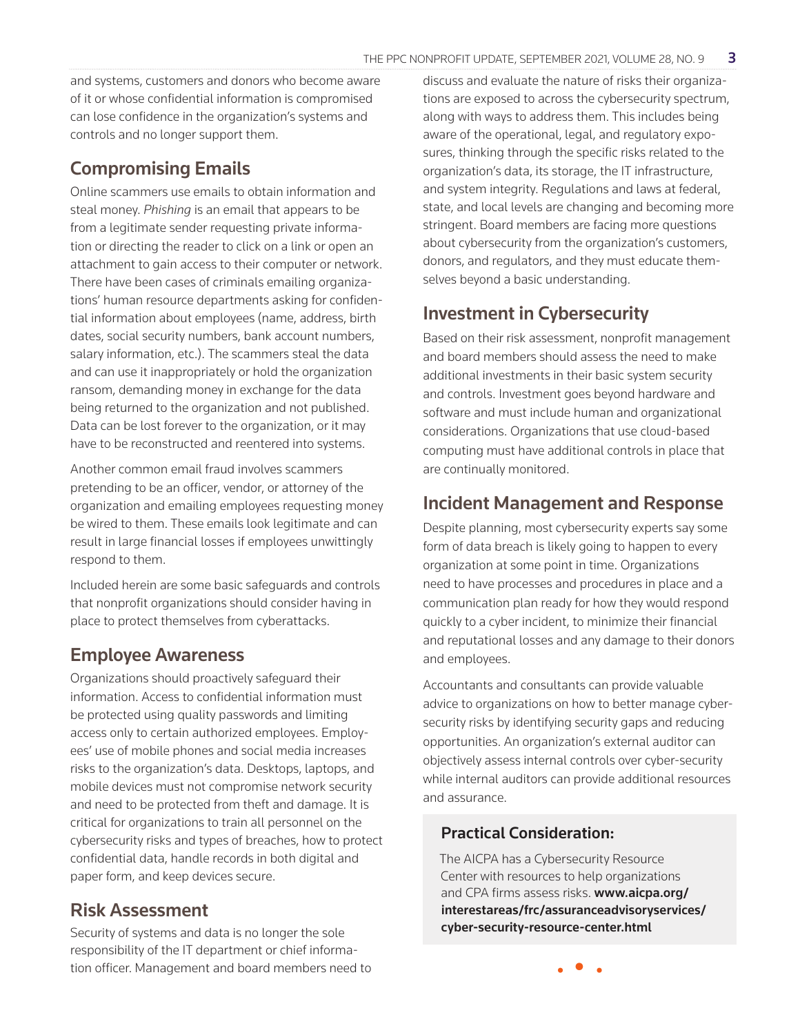and systems, customers and donors who become aware of it or whose confidential information is compromised can lose confidence in the organization's systems and controls and no longer support them.

## Compromising Emails

Online scammers use emails to obtain information and steal money. *Phishing* is an email that appears to be from a legitimate sender requesting private information or directing the reader to click on a link or open an attachment to gain access to their computer or network. There have been cases of criminals emailing organizations' human resource departments asking for confidential information about employees (name, address, birth dates, social security numbers, bank account numbers, salary information, etc.). The scammers steal the data and can use it inappropriately or hold the organization ransom, demanding money in exchange for the data being returned to the organization and not published. Data can be lost forever to the organization, or it may have to be reconstructed and reentered into systems.

Another common email fraud involves scammers pretending to be an officer, vendor, or attorney of the organization and emailing employees requesting money be wired to them. These emails look legitimate and can result in large financial losses if employees unwittingly respond to them.

Included herein are some basic safeguards and controls that nonprofit organizations should consider having in place to protect themselves from cyberattacks.

## Employee Awareness

Organizations should proactively safeguard their information. Access to confidential information must be protected using quality passwords and limiting access only to certain authorized employees. Employees' use of mobile phones and social media increases risks to the organization's data. Desktops, laptops, and mobile devices must not compromise network security and need to be protected from theft and damage. It is critical for organizations to train all personnel on the cybersecurity risks and types of breaches, how to protect confidential data, handle records in both digital and paper form, and keep devices secure.

## Risk Assessment

Security of systems and data is no longer the sole responsibility of the IT department or chief information officer. Management and board members need to discuss and evaluate the nature of risks their organizations are exposed to across the cybersecurity spectrum, along with ways to address them. This includes being aware of the operational, legal, and regulatory exposures, thinking through the specific risks related to the organization's data, its storage, the IT infrastructure, and system integrity. Regulations and laws at federal, state, and local levels are changing and becoming more stringent. Board members are facing more questions about cybersecurity from the organization's customers, donors, and regulators, and they must educate themselves beyond a basic understanding.

## Investment in Cybersecurity

Based on their risk assessment, nonprofit management and board members should assess the need to make additional investments in their basic system security and controls. Investment goes beyond hardware and software and must include human and organizational considerations. Organizations that use cloud-based computing must have additional controls in place that are continually monitored.

## Incident Management and Response

Despite planning, most cybersecurity experts say some form of data breach is likely going to happen to every organization at some point in time. Organizations need to have processes and procedures in place and a communication plan ready for how they would respond quickly to a cyber incident, to minimize their financial and reputational losses and any damage to their donors and employees.

Accountants and consultants can provide valuable advice to organizations on how to better manage cybersecurity risks by identifying security gaps and reducing opportunities. An organization's external auditor can objectively assess internal controls over cyber-security while internal auditors can provide additional resources and assurance.

### Practical Consideration:

The AICPA has a Cybersecurity Resource Center with resources to help organizations and CPA firms assess risks. **www.aicpa.org/interestareas/frc/assuranceadvisoryservices/cyber-security-resource-center.html**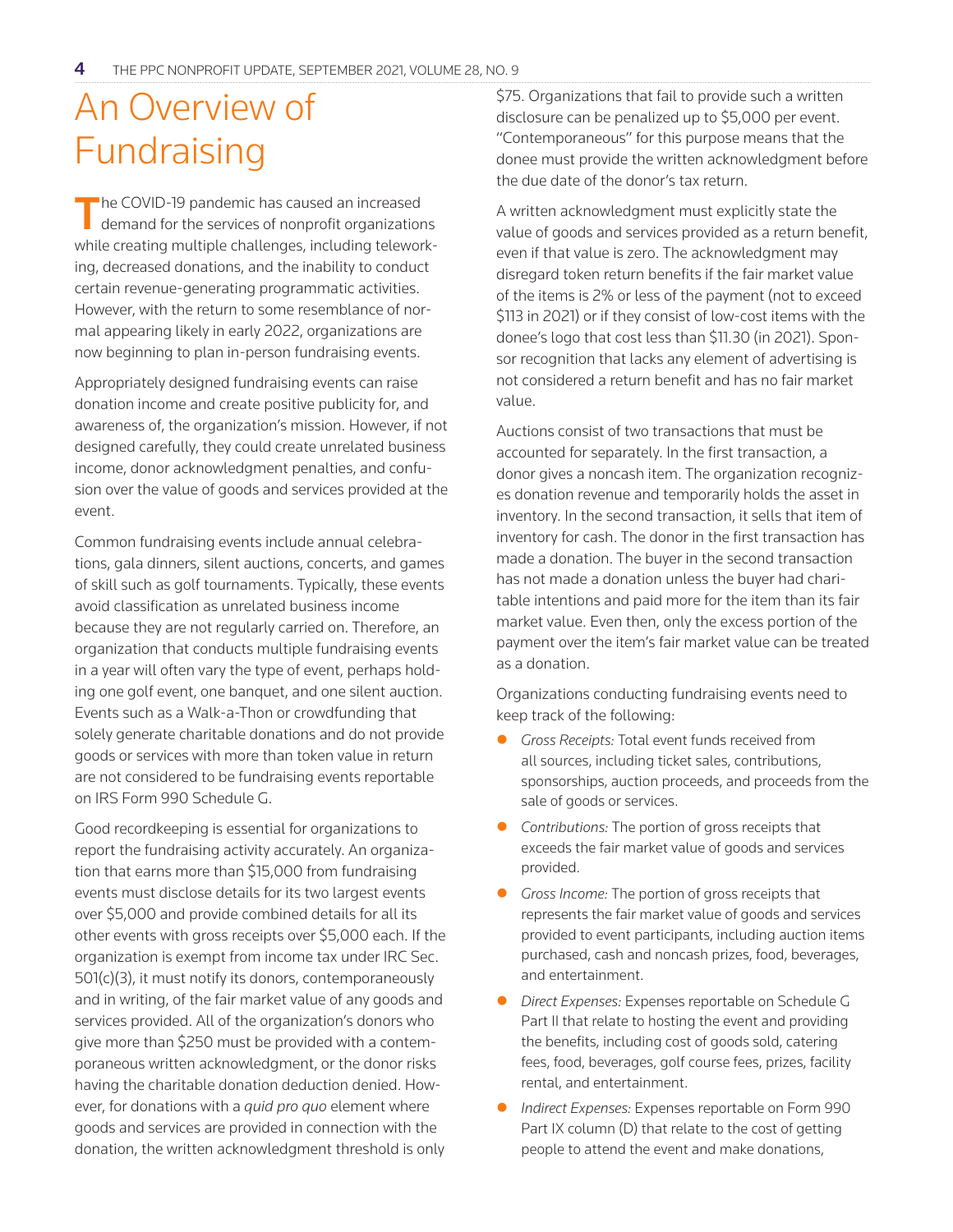# An Overview of Fundraising

The COVID-19 pandemic has caused an increased demand for the services of nonprofit organizations while creating multiple challenges, including teleworking, decreased donations, and the inability to conduct certain revenue-generating programmatic activities. However, with the return to some resemblance of normal appearing likely in early 2022, organizations are now beginning to plan in-person fundraising events.

Appropriately designed fundraising events can raise donation income and create positive publicity for, and awareness of, the organization's mission. However, if not designed carefully, they could create unrelated business income, donor acknowledgment penalties, and confusion over the value of goods and services provided at the event.

Common fundraising events include annual celebrations, gala dinners, silent auctions, concerts, and games of skill such as golf tournaments. Typically, these events avoid classification as unrelated business income because they are not regularly carried on. Therefore, an organization that conducts multiple fundraising events in a year will often vary the type of event, perhaps holding one golf event, one banquet, and one silent auction. Events such as a Walk-a-Thon or crowdfunding that solely generate charitable donations and do not provide goods or services with more than token value in return are not considered to be fundraising events reportable on IRS Form 990 Schedule G.

Good recordkeeping is essential for organizations to report the fundraising activity accurately. An organization that earns more than $15,000 from fundraising events must disclose details for its two largest events over $5,000 and provide combined details for all its other events with gross receipts over $5,000 each. If the organization is exempt from income tax under IRC Sec. 501(c)(3), it must notify its donors, contemporaneously and in writing, of the fair market value of any goods and services provided. All of the organization's donors who give more than $250 must be provided with a contemporaneous written acknowledgment, or the donor risks having the charitable donation deduction denied. However, for donations with a *quid pro quo* element where goods and services are provided in connection with the donation, the written acknowledgment threshold is only $75. Organizations that fail to provide such a written disclosure can be penalized up to $5,000 per event. "Contemporaneous" for this purpose means that the donee must provide the written acknowledgment before the due date of the donor's tax return.

A written acknowledgment must explicitly state the value of goods and services provided as a return benefit, even if that value is zero. The acknowledgment may disregard token return benefits if the fair market value of the items is 2% or less of the payment (not to exceed $113 in 2021) or if they consist of low-cost items with the donee's logo that cost less than $11.30 (in 2021). Sponsor recognition that lacks any element of advertising is not considered a return benefit and has no fair market value.

Auctions consist of two transactions that must be accounted for separately. In the first transaction, a donor gives a noncash item. The organization recognizes donation revenue and temporarily holds the asset in inventory. In the second transaction, it sells that item of inventory for cash. The donor in the first transaction has made a donation. The buyer in the second transaction has not made a donation unless the buyer had charitable intentions and paid more for the item than its fair market value. Even then, only the excess portion of the payment over the item's fair market value can be treated as a donation.

Organizations conducting fundraising events need to keep track of the following:

- *Gross Receipts:* Total event funds received from all sources, including ticket sales, contributions, sponsorships, auction proceeds, and proceeds from the sale of goods or services.
- *Contributions:* The portion of gross receipts that exceeds the fair market value of goods and services provided.
- *Gross Income:* The portion of gross receipts that represents the fair market value of goods and services provided to event participants, including auction items purchased, cash and noncash prizes, food, beverages, and entertainment.
- *Direct Expenses:* Expenses reportable on Schedule G Part II that relate to hosting the event and providing the benefits, including cost of goods sold, catering fees, food, beverages, golf course fees, prizes, facility rental, and entertainment.
- *Indirect Expenses:* Expenses reportable on Form 990 Part IX column (D) that relate to the cost of getting people to attend the event and make donations,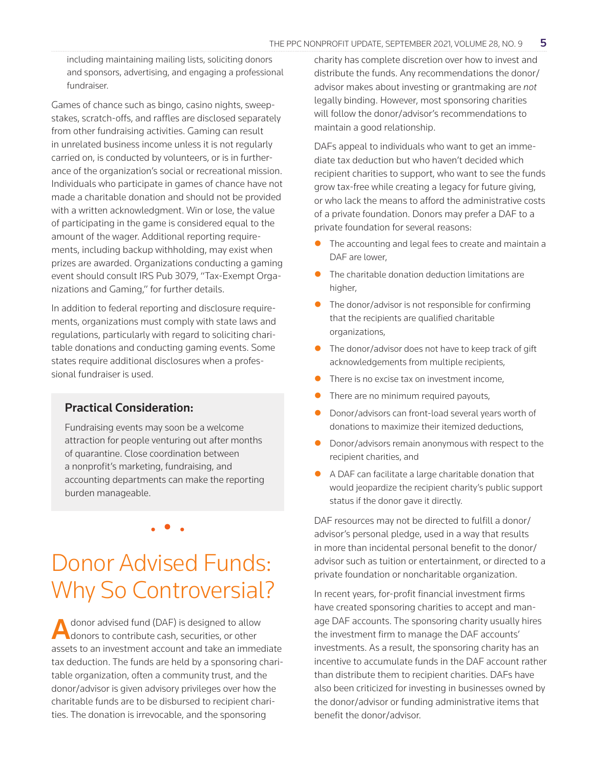including maintaining mailing lists, soliciting donors and sponsors, advertising, and engaging a professional fundraiser.

Games of chance such as bingo, casino nights, sweepstakes, scratch-offs, and raffles are disclosed separately from other fundraising activities. Gaming can result in unrelated business income unless it is not regularly carried on, is conducted by volunteers, or is in furtherance of the organization's social or recreational mission. Individuals who participate in games of chance have not made a charitable donation and should not be provided with a written acknowledgment. Win or lose, the value of participating in the game is considered equal to the amount of the wager. Additional reporting requirements, including backup withholding, may exist when prizes are awarded. Organizations conducting a gaming event should consult IRS Pub 3079, "Tax-Exempt Organizations and Gaming," for further details.

In addition to federal reporting and disclosure requirements, organizations must comply with state laws and regulations, particularly with regard to soliciting charitable donations and conducting gaming events. Some states require additional disclosures when a professional fundraiser is used.

**Practical Consideration:**

Fundraising events may soon be a welcome attraction for people venturing out after months of quarantine. Close coordination between a nonprofit's marketing, fundraising, and accounting departments can make the reporting burden manageable.

# Donor Advised Funds: Why So Controversial?

A donor advised fund (DAF) is designed to allow donors to contribute cash, securities, or other assets to an investment account and take an immediate tax deduction. The funds are held by a sponsoring charitable organization, often a community trust, and the donor/advisor is given advisory privileges over how the charitable funds are to be disbursed to recipient charities. The donation is irrevocable, and the sponsoring charity has complete discretion over how to invest and distribute the funds. Any recommendations the donor/advisor makes about investing or grantmaking are *not* legally binding. However, most sponsoring charities will follow the donor/advisor's recommendations to maintain a good relationship.

DAFs appeal to individuals who want to get an immediate tax deduction but who haven't decided which recipient charities to support, who want to see the funds grow tax-free while creating a legacy for future giving, or who lack the means to afford the administrative costs of a private foundation. Donors may prefer a DAF to a private foundation for several reasons:

- The accounting and legal fees to create and maintain a DAF are lower,
- The charitable donation deduction limitations are higher,
- The donor/advisor is not responsible for confirming that the recipients are qualified charitable organizations,
- The donor/advisor does not have to keep track of gift acknowledgements from multiple recipients,
- There is no excise tax on investment income,
- There are no minimum required payouts,
- Donor/advisors can front-load several years worth of donations to maximize their itemized deductions,
- Donor/advisors remain anonymous with respect to the recipient charities, and
- A DAF can facilitate a large charitable donation that would jeopardize the recipient charity's public support status if the donor gave it directly.

DAF resources may not be directed to fulfill a donor/advisor's personal pledge, used in a way that results in more than incidental personal benefit to the donor/advisor such as tuition or entertainment, or directed to a private foundation or noncharitable organization.

In recent years, for-profit financial investment firms have created sponsoring charities to accept and manage DAF accounts. The sponsoring charity usually hires the investment firm to manage the DAF accounts' investments. As a result, the sponsoring charity has an incentive to accumulate funds in the DAF account rather than distribute them to recipient charities. DAFs have also been criticized for investing in businesses owned by the donor/advisor or funding administrative items that benefit the donor/advisor.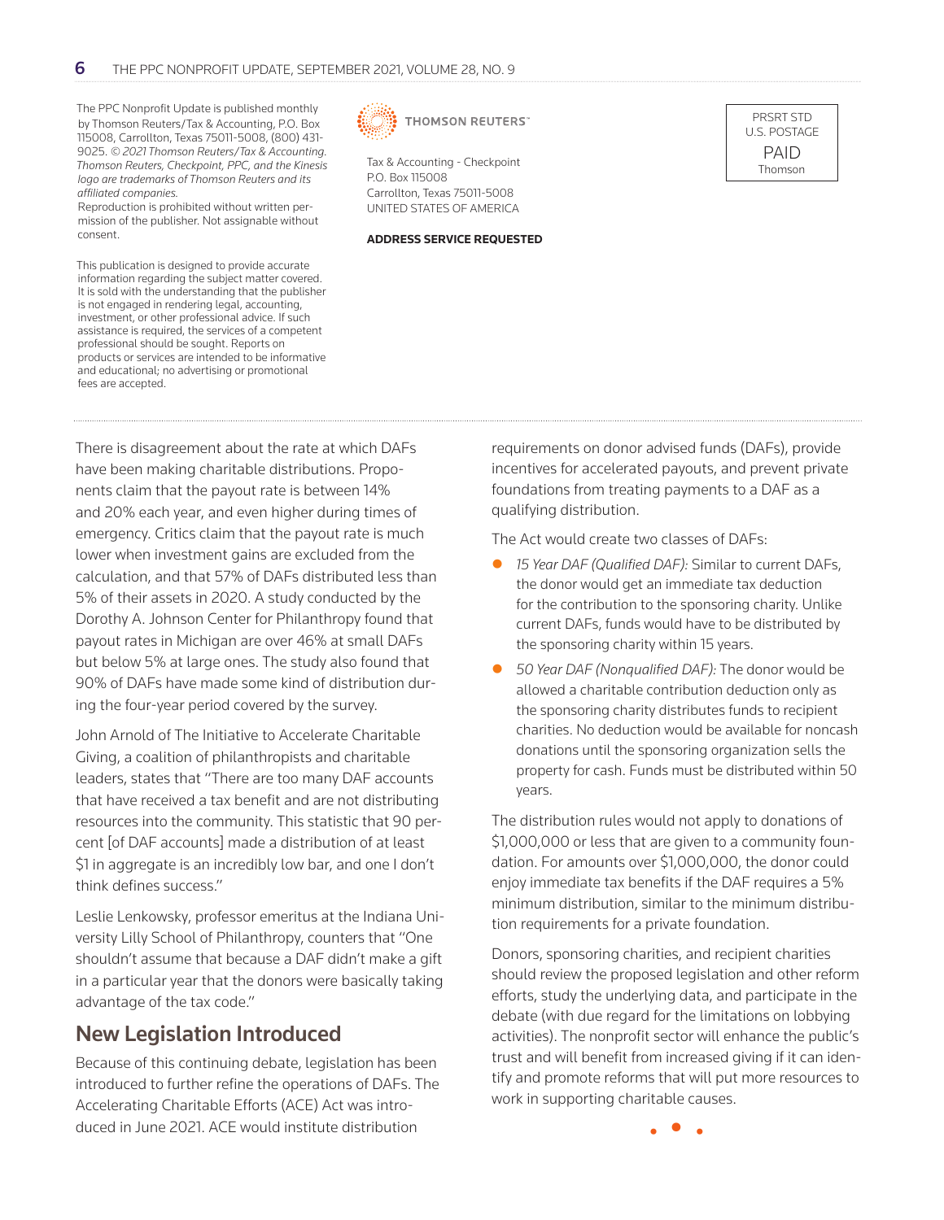The PPC Nonprofit Update is published monthly by Thomson Reuters/Tax & Accounting, P.O. Box 115008, Carrollton, Texas 75011-5008, (800) 431-9025. *© 2021 Thomson Reuters/Tax & Accounting. Thomson Reuters, Checkpoint, PPC, and the Kinesis logo are trademarks of Thomson Reuters and its affiliated companies.*
Reproduction is prohibited without written permission of the publisher. Not assignable without consent.

This publication is designed to provide accurate information regarding the subject matter covered. It is sold with the understanding that the publisher is not engaged in rendering legal, accounting, investment, or other professional advice. If such assistance is required, the services of a competent professional should be sought. Reports on products or services are intended to be informative and educational; no advertising or promotional fees are accepted.

THOMSON REUTERS™

Tax & Accounting - Checkpoint
P.O. Box 115008
Carrollton, Texas 75011-5008
UNITED STATES OF AMERICA

**ADDRESS SERVICE REQUESTED**

PRSRT STD
U.S. POSTAGE
PAID
Thomson

There is disagreement about the rate at which DAFs have been making charitable distributions. Proponents claim that the payout rate is between 14% and 20% each year, and even higher during times of emergency. Critics claim that the payout rate is much lower when investment gains are excluded from the calculation, and that 57% of DAFs distributed less than 5% of their assets in 2020. A study conducted by the Dorothy A. Johnson Center for Philanthropy found that payout rates in Michigan are over 46% at small DAFs but below 5% at large ones. The study also found that 90% of DAFs have made some kind of distribution during the four-year period covered by the survey.

John Arnold of The Initiative to Accelerate Charitable Giving, a coalition of philanthropists and charitable leaders, states that "There are too many DAF accounts that have received a tax benefit and are not distributing resources into the community. This statistic that 90 percent [of DAF accounts] made a distribution of at least $1 in aggregate is an incredibly low bar, and one I don't think defines success."

Leslie Lenkowsky, professor emeritus at the Indiana University Lilly School of Philanthropy, counters that "One shouldn't assume that because a DAF didn't make a gift in a particular year that the donors were basically taking advantage of the tax code."

## New Legislation Introduced

Because of this continuing debate, legislation has been introduced to further refine the operations of DAFs. The Accelerating Charitable Efforts (ACE) Act was introduced in June 2021. ACE would institute distribution requirements on donor advised funds (DAFs), provide incentives for accelerated payouts, and prevent private foundations from treating payments to a DAF as a qualifying distribution.

The Act would create two classes of DAFs:

- *15 Year DAF (Qualified DAF):* Similar to current DAFs, the donor would get an immediate tax deduction for the contribution to the sponsoring charity. Unlike current DAFs, funds would have to be distributed by the sponsoring charity within 15 years.
- *50 Year DAF (Nonqualified DAF):* The donor would be allowed a charitable contribution deduction only as the sponsoring charity distributes funds to recipient charities. No deduction would be available for noncash donations until the sponsoring organization sells the property for cash. Funds must be distributed within 50 years.

The distribution rules would not apply to donations of $1,000,000 or less that are given to a community foundation. For amounts over $1,000,000, the donor could enjoy immediate tax benefits if the DAF requires a 5% minimum distribution, similar to the minimum distribution requirements for a private foundation.

Donors, sponsoring charities, and recipient charities should review the proposed legislation and other reform efforts, study the underlying data, and participate in the debate (with due regard for the limitations on lobbying activities). The nonprofit sector will enhance the public's trust and will benefit from increased giving if it can identify and promote reforms that will put more resources to work in supporting charitable causes.